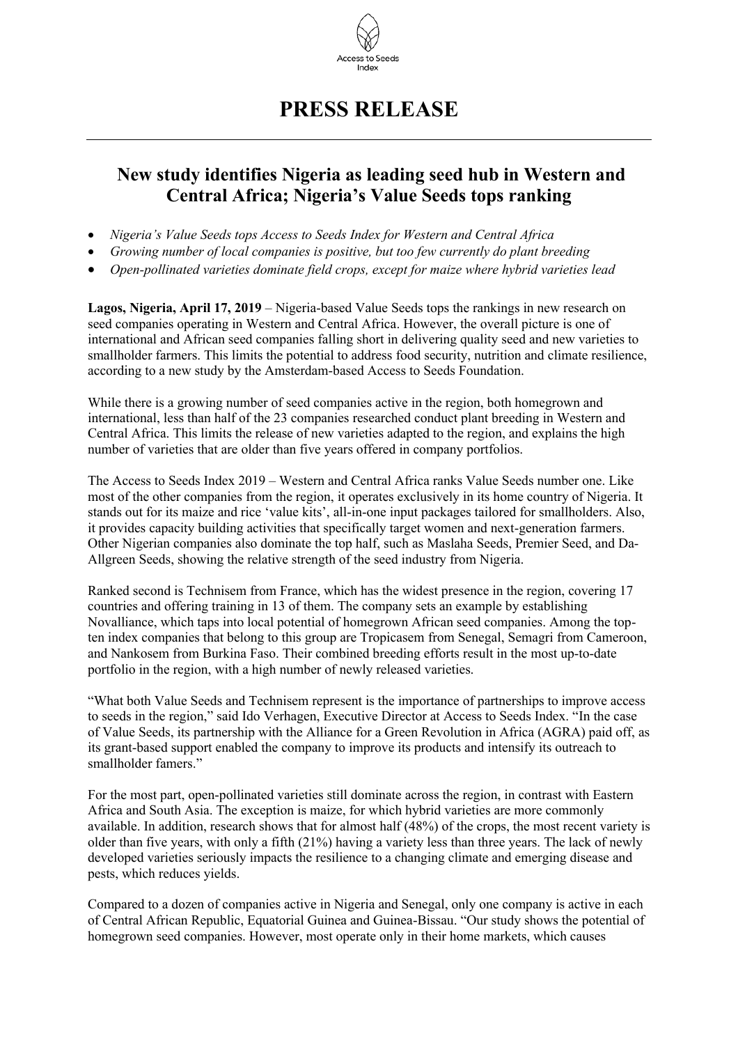Access to Seeds Index

# PRESS RELEASE

## New study identifies Nigeria as leading seed hub in Western and Central Africa; Nigeria's Value Seeds tops ranking

- *Nigeria's Value Seeds tops Access to Seeds Index for Western and Central Africa*
- *Growing number of local companies is positive, but too few currently do plant breeding*
- *Open-pollinated varieties dominate field crops, except for maize where hybrid varieties lead*

**Lagos, Nigeria, April 17, 2019** – Nigeria-based Value Seeds tops the rankings in new research on seed companies operating in Western and Central Africa. However, the overall picture is one of international and African seed companies falling short in delivering quality seed and new varieties to smallholder farmers. This limits the potential to address food security, nutrition and climate resilience, according to a new study by the Amsterdam-based Access to Seeds Foundation.

While there is a growing number of seed companies active in the region, both homegrown and international, less than half of the 23 companies researched conduct plant breeding in Western and Central Africa. This limits the release of new varieties adapted to the region, and explains the high number of varieties that are older than five years offered in company portfolios.

The Access to Seeds Index 2019 – Western and Central Africa ranks Value Seeds number one. Like most of the other companies from the region, it operates exclusively in its home country of Nigeria. It stands out for its maize and rice 'value kits', all-in-one input packages tailored for smallholders. Also, it provides capacity building activities that specifically target women and next-generation farmers. Other Nigerian companies also dominate the top half, such as Maslaha Seeds, Premier Seed, and Da-Allgreen Seeds, showing the relative strength of the seed industry from Nigeria.

Ranked second is Technisem from France, which has the widest presence in the region, covering 17 countries and offering training in 13 of them. The company sets an example by establishing Novalliance, which taps into local potential of homegrown African seed companies. Among the top-ten index companies that belong to this group are Tropicasem from Senegal, Semagri from Cameroon, and Nankosem from Burkina Faso. Their combined breeding efforts result in the most up-to-date portfolio in the region, with a high number of newly released varieties.

"What both Value Seeds and Technisem represent is the importance of partnerships to improve access to seeds in the region," said Ido Verhagen, Executive Director at Access to Seeds Index. "In the case of Value Seeds, its partnership with the Alliance for a Green Revolution in Africa (AGRA) paid off, as its grant-based support enabled the company to improve its products and intensify its outreach to smallholder famers."

For the most part, open-pollinated varieties still dominate across the region, in contrast with Eastern Africa and South Asia. The exception is maize, for which hybrid varieties are more commonly available. In addition, research shows that for almost half (48%) of the crops, the most recent variety is older than five years, with only a fifth (21%) having a variety less than three years. The lack of newly developed varieties seriously impacts the resilience to a changing climate and emerging disease and pests, which reduces yields.

Compared to a dozen of companies active in Nigeria and Senegal, only one company is active in each of Central African Republic, Equatorial Guinea and Guinea-Bissau. "Our study shows the potential of homegrown seed companies. However, most operate only in their home markets, which causes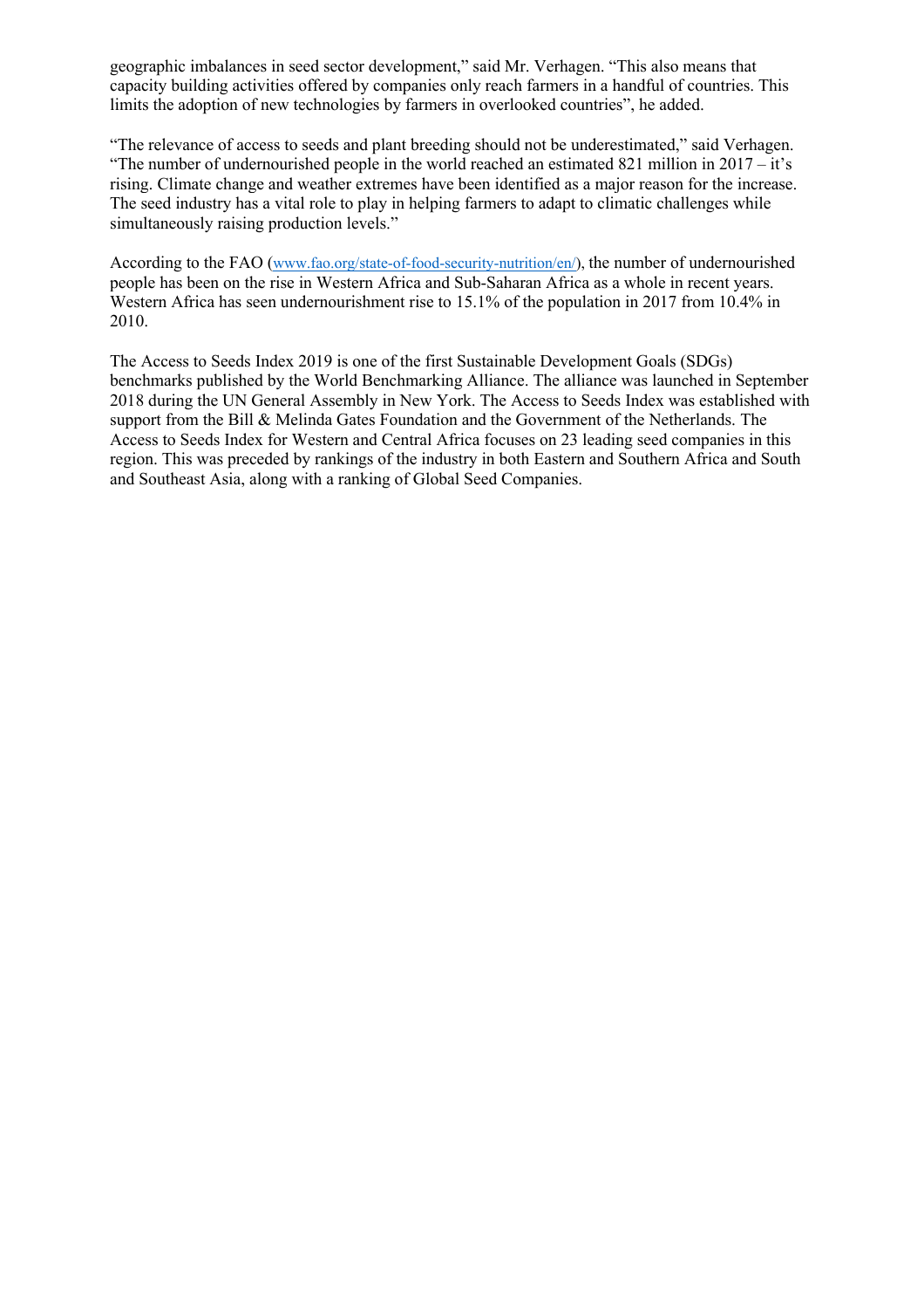geographic imbalances in seed sector development," said Mr. Verhagen. "This also means that capacity building activities offered by companies only reach farmers in a handful of countries. This limits the adoption of new technologies by farmers in overlooked countries", he added.

"The relevance of access to seeds and plant breeding should not be underestimated," said Verhagen. "The number of undernourished people in the world reached an estimated 821 million in 2017 – it's rising. Climate change and weather extremes have been identified as a major reason for the increase. The seed industry has a vital role to play in helping farmers to adapt to climatic challenges while simultaneously raising production levels."

According to the FAO (www.fao.org/state-of-food-security-nutrition/en/), the number of undernourished people has been on the rise in Western Africa and Sub-Saharan Africa as a whole in recent years. Western Africa has seen undernourishment rise to 15.1% of the population in 2017 from 10.4% in 2010.

The Access to Seeds Index 2019 is one of the first Sustainable Development Goals (SDGs) benchmarks published by the World Benchmarking Alliance. The alliance was launched in September 2018 during the UN General Assembly in New York. The Access to Seeds Index was established with support from the Bill & Melinda Gates Foundation and the Government of the Netherlands. The Access to Seeds Index for Western and Central Africa focuses on 23 leading seed companies in this region. This was preceded by rankings of the industry in both Eastern and Southern Africa and South and Southeast Asia, along with a ranking of Global Seed Companies.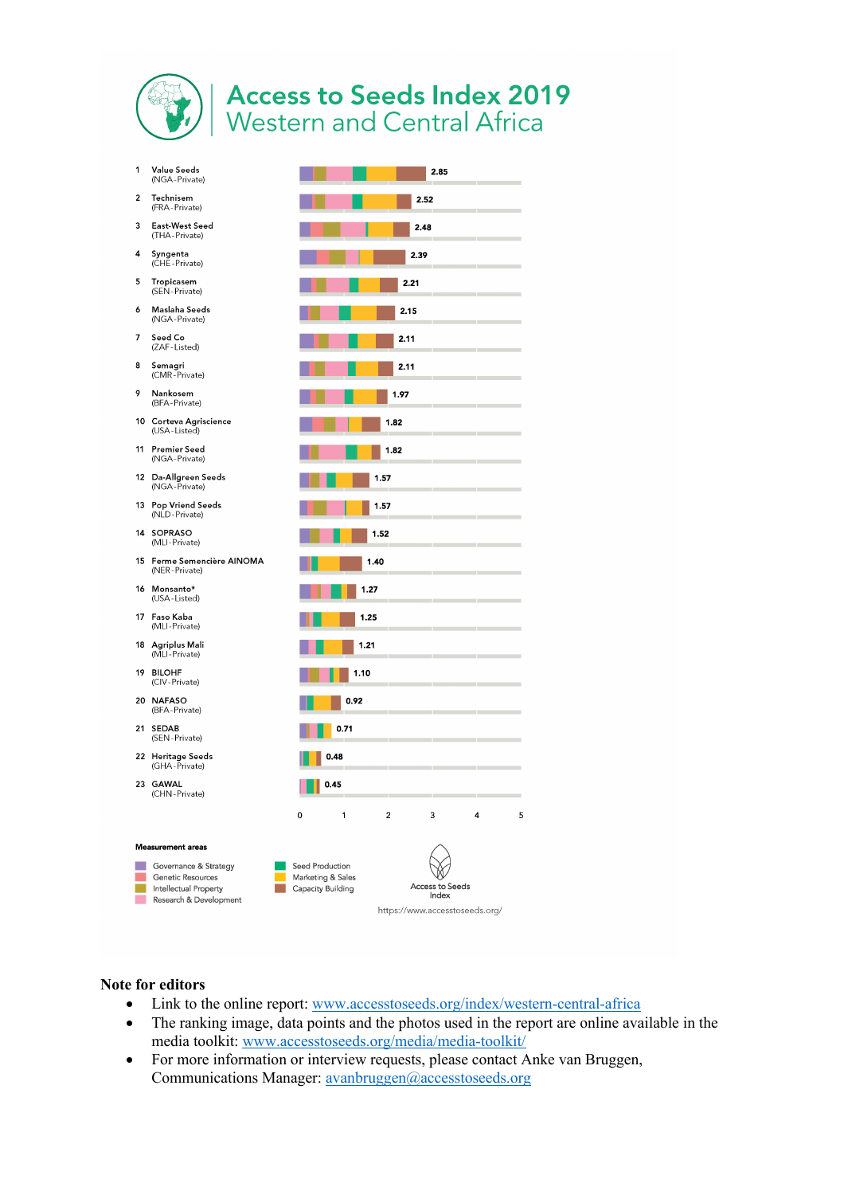# Access to Seeds Index 2019
## Western and Central Africa

1 Value Seeds (NGA - Private) 2.85
2 Technisem (FRA - Private) 2.52
3 East-West Seed (THA - Private) 2.48
4 Syngenta (CHE - Private) 2.39
5 Tropicasem (SEN - Private) 2.21
6 Maslaha Seeds (NGA - Private) 2.15
7 Seed Co (ZAF - Listed) 2.11
8 Semagri (CMR - Private) 2.11
9 Nankosem (BFA - Private) 1.97
10 Corteva Agriscience (USA - Listed) 1.82
11 Premier Seed (NGA - Private) 1.82
12 Da-Allgreen Seeds (NGA - Private) 1.57
13 Pop Vriend Seeds (NLD - Private) 1.57
14 SOPRASO (MLI - Private) 1.52
15 Ferme Semencière AINOMA (NER - Private) 1.40
16 Monsanto* (USA - Listed) 1.27
17 Faso Kaba (MLI - Private) 1.25
18 Agriplus Mali (MLI - Private) 1.21
19 BILOHF (CIV - Private) 1.10
20 NAFASO (BFA - Private) 0.92
21 SEDAB (SEN - Private) 0.71
22 Heritage Seeds (GHA - Private) 0.48
23 GAWAL (CHN - Private) 0.45

0 1 2 3 4 5

**Measurement areas**

Governance & Strategy
Genetic Resources
Intellectual Property
Research & Development
Seed Production
Marketing & Sales
Capacity Building

Access to Seeds Index

https://www.accesstoseeds.org/

**Note for editors**

- Link to the online report: www.accesstoseeds.org/index/western-central-africa
- The ranking image, data points and the photos used in the report are online available in the media toolkit: www.accesstoseeds.org/media/media-toolkit/
- For more information or interview requests, please contact Anke van Bruggen, Communications Manager: avanbruggen@accesstoseeds.org